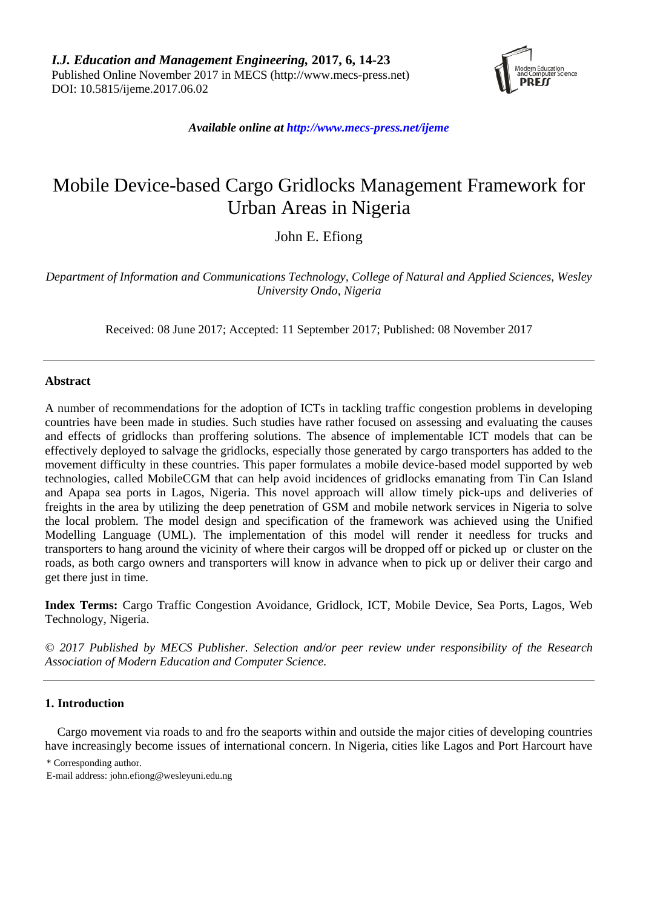Available online at *http://www.mecs-press.net/ijeme*

# Mobile Device-based Cargo Gridlocks Management Framework for Urban Areas in Nigeria

John E. Efiong

*Department of Information and Communications Technology, College of Natural and Applied Sciences, Wesley University Ondo, Nigeria*

Received: 08 June 2017; Accepted: 11 September 2017; Published: 08 November 2017

---

## Abstract

A number of recommendations for the adoption of ICTs in tackling traffic congestion problems in developing countries have been made in studies. Such studies have rather focused on assessing and evaluating the causes and effects of gridlocks than proffering solutions. The absence of implementable ICT models that can be effectively deployed to salvage the gridlocks, especially those generated by cargo transporters has added to the movement difficulty in these countries. This paper formulates a mobile device-based model supported by web technologies, called MobileCGM that can help avoid incidences of gridlocks emanating from Tin Can Island and Apapa sea ports in Lagos, Nigeria. This novel approach will allow timely pick-ups and deliveries of freights in the area by utilizing the deep penetration of GSM and mobile network services in Nigeria to solve the local problem. The model design and specification of the framework was achieved using the Unified Modelling Language (UML). The implementation of this model will render it needless for trucks and transporters to hang around the vicinity of where their cargos will be dropped off or picked up or cluster on the roads, as both cargo owners and transporters will know in advance when to pick up or deliver their cargo and get there just in time.

**Index Terms:** Cargo Traffic Congestion Avoidance, Gridlock, ICT, Mobile Device, Sea Ports, Lagos, Web Technology, Nigeria.

*© 2017 Published by MECS Publisher. Selection and/or peer review under responsibility of the Research Association of Modern Education and Computer Science.*

---

## 1. Introduction

Cargo movement via roads to and fro the seaports within and outside the major cities of developing countries have increasingly become issues of international concern. In Nigeria, cities like Lagos and Port Harcourt have

\* Corresponding author.
E-mail address: john.efiong@wesleyuni.edu.ng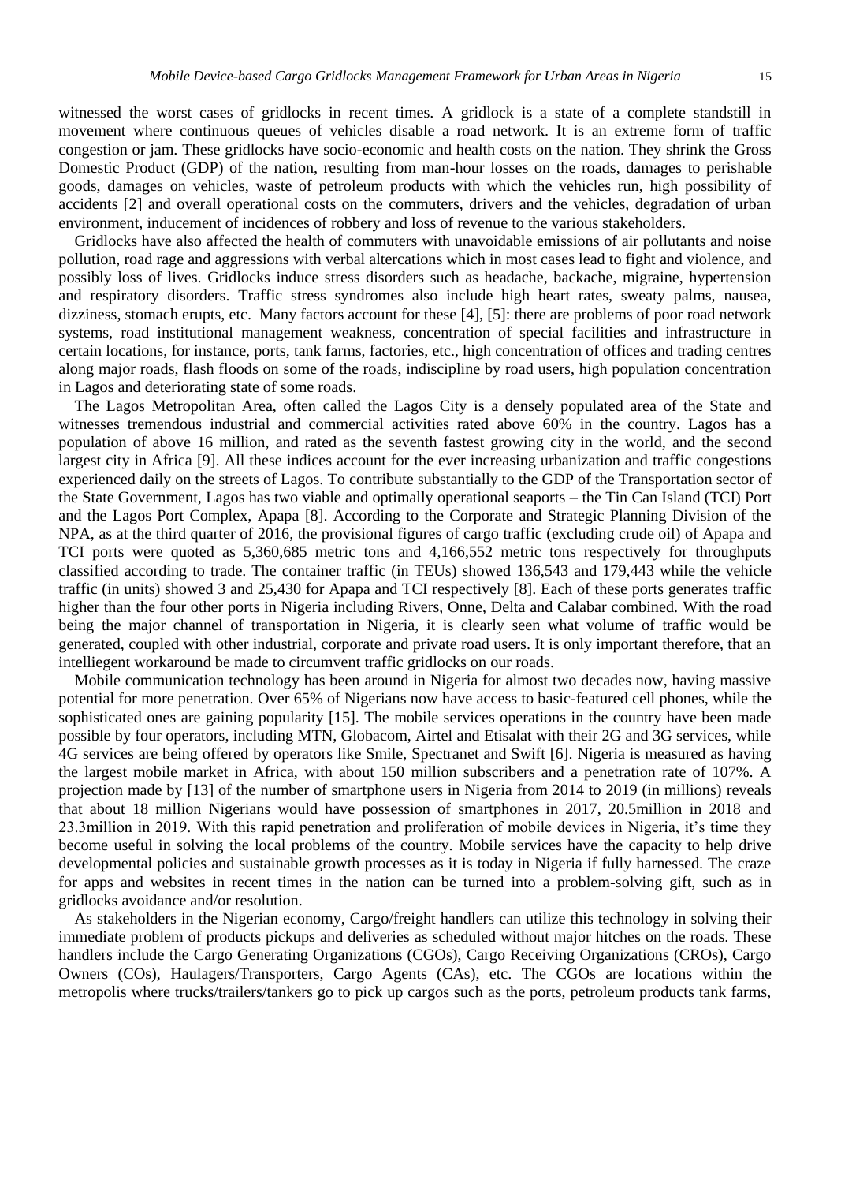witnessed the worst cases of gridlocks in recent times. A gridlock is a state of a complete standstill in movement where continuous queues of vehicles disable a road network. It is an extreme form of traffic congestion or jam. These gridlocks have socio-economic and health costs on the nation. They shrink the Gross Domestic Product (GDP) of the nation, resulting from man-hour losses on the roads, damages to perishable goods, damages on vehicles, waste of petroleum products with which the vehicles run, high possibility of accidents [2] and overall operational costs on the commuters, drivers and the vehicles, degradation of urban environment, inducement of incidences of robbery and loss of revenue to the various stakeholders.

Gridlocks have also affected the health of commuters with unavoidable emissions of air pollutants and noise pollution, road rage and aggressions with verbal altercations which in most cases lead to fight and violence, and possibly loss of lives. Gridlocks induce stress disorders such as headache, backache, migraine, hypertension and respiratory disorders. Traffic stress syndromes also include high heart rates, sweaty palms, nausea, dizziness, stomach erupts, etc. Many factors account for these [4], [5]: there are problems of poor road network systems, road institutional management weakness, concentration of special facilities and infrastructure in certain locations, for instance, ports, tank farms, factories, etc., high concentration of offices and trading centres along major roads, flash floods on some of the roads, indiscipline by road users, high population concentration in Lagos and deteriorating state of some roads.

The Lagos Metropolitan Area, often called the Lagos City is a densely populated area of the State and witnesses tremendous industrial and commercial activities rated above 60% in the country. Lagos has a population of above 16 million, and rated as the seventh fastest growing city in the world, and the second largest city in Africa [9]. All these indices account for the ever increasing urbanization and traffic congestions experienced daily on the streets of Lagos. To contribute substantially to the GDP of the Transportation sector of the State Government, Lagos has two viable and optimally operational seaports – the Tin Can Island (TCI) Port and the Lagos Port Complex, Apapa [8]. According to the Corporate and Strategic Planning Division of the NPA, as at the third quarter of 2016, the provisional figures of cargo traffic (excluding crude oil) of Apapa and TCI ports were quoted as 5,360,685 metric tons and 4,166,552 metric tons respectively for throughputs classified according to trade. The container traffic (in TEUs) showed 136,543 and 179,443 while the vehicle traffic (in units) showed 3 and 25,430 for Apapa and TCI respectively [8]. Each of these ports generates traffic higher than the four other ports in Nigeria including Rivers, Onne, Delta and Calabar combined. With the road being the major channel of transportation in Nigeria, it is clearly seen what volume of traffic would be generated, coupled with other industrial, corporate and private road users. It is only important therefore, that an intelliegent workaround be made to circumvent traffic gridlocks on our roads.

Mobile communication technology has been around in Nigeria for almost two decades now, having massive potential for more penetration. Over 65% of Nigerians now have access to basic-featured cell phones, while the sophisticated ones are gaining popularity [15]. The mobile services operations in the country have been made possible by four operators, including MTN, Globacom, Airtel and Etisalat with their 2G and 3G services, while 4G services are being offered by operators like Smile, Spectranet and Swift [6]. Nigeria is measured as having the largest mobile market in Africa, with about 150 million subscribers and a penetration rate of 107%. A projection made by [13] of the number of smartphone users in Nigeria from 2014 to 2019 (in millions) reveals that about 18 million Nigerians would have possession of smartphones in 2017, 20.5million in 2018 and 23.3million in 2019. With this rapid penetration and proliferation of mobile devices in Nigeria, it's time they become useful in solving the local problems of the country. Mobile services have the capacity to help drive developmental policies and sustainable growth processes as it is today in Nigeria if fully harnessed. The craze for apps and websites in recent times in the nation can be turned into a problem-solving gift, such as in gridlocks avoidance and/or resolution.

As stakeholders in the Nigerian economy, Cargo/freight handlers can utilize this technology in solving their immediate problem of products pickups and deliveries as scheduled without major hitches on the roads. These handlers include the Cargo Generating Organizations (CGOs), Cargo Receiving Organizations (CROs), Cargo Owners (COs), Haulagers/Transporters, Cargo Agents (CAs), etc. The CGOs are locations within the metropolis where trucks/trailers/tankers go to pick up cargos such as the ports, petroleum products tank farms,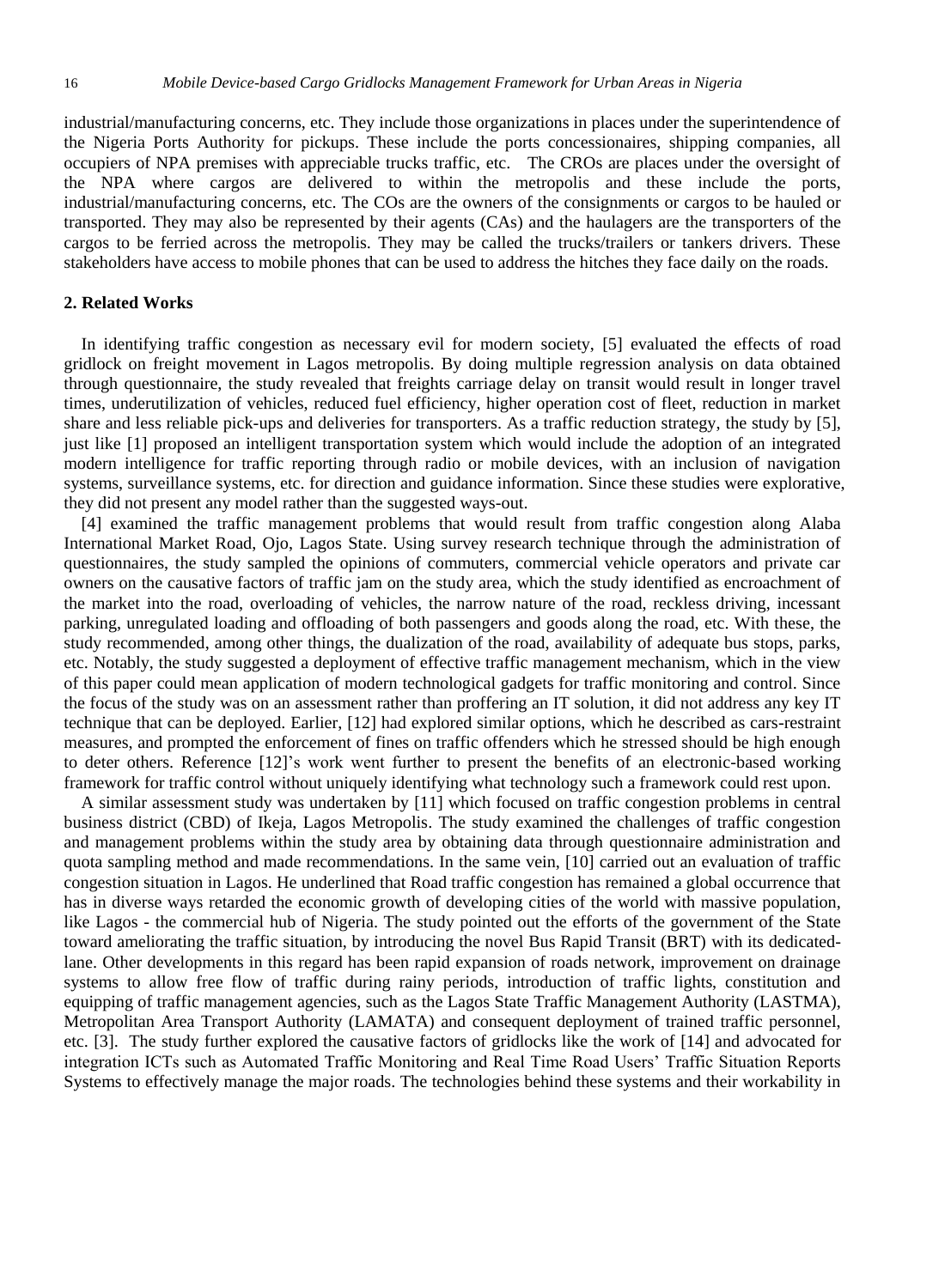industrial/manufacturing concerns, etc. They include those organizations in places under the superintendence of the Nigeria Ports Authority for pickups. These include the ports concessionaires, shipping companies, all occupiers of NPA premises with appreciable trucks traffic, etc. The CROs are places under the oversight of the NPA where cargos are delivered to within the metropolis and these include the ports, industrial/manufacturing concerns, etc. The COs are the owners of the consignments or cargos to be hauled or transported. They may also be represented by their agents (CAs) and the haulagers are the transporters of the cargos to be ferried across the metropolis. They may be called the trucks/trailers or tankers drivers. These stakeholders have access to mobile phones that can be used to address the hitches they face daily on the roads.

## 2. Related Works

In identifying traffic congestion as necessary evil for modern society, [5] evaluated the effects of road gridlock on freight movement in Lagos metropolis. By doing multiple regression analysis on data obtained through questionnaire, the study revealed that freights carriage delay on transit would result in longer travel times, underutilization of vehicles, reduced fuel efficiency, higher operation cost of fleet, reduction in market share and less reliable pick-ups and deliveries for transporters. As a traffic reduction strategy, the study by [5], just like [1] proposed an intelligent transportation system which would include the adoption of an integrated modern intelligence for traffic reporting through radio or mobile devices, with an inclusion of navigation systems, surveillance systems, etc. for direction and guidance information. Since these studies were explorative, they did not present any model rather than the suggested ways-out.

[4] examined the traffic management problems that would result from traffic congestion along Alaba International Market Road, Ojo, Lagos State. Using survey research technique through the administration of questionnaires, the study sampled the opinions of commuters, commercial vehicle operators and private car owners on the causative factors of traffic jam on the study area, which the study identified as encroachment of the market into the road, overloading of vehicles, the narrow nature of the road, reckless driving, incessant parking, unregulated loading and offloading of both passengers and goods along the road, etc. With these, the study recommended, among other things, the dualization of the road, availability of adequate bus stops, parks, etc. Notably, the study suggested a deployment of effective traffic management mechanism, which in the view of this paper could mean application of modern technological gadgets for traffic monitoring and control. Since the focus of the study was on an assessment rather than proffering an IT solution, it did not address any key IT technique that can be deployed. Earlier, [12] had explored similar options, which he described as cars-restraint measures, and prompted the enforcement of fines on traffic offenders which he stressed should be high enough to deter others. Reference [12]'s work went further to present the benefits of an electronic-based working framework for traffic control without uniquely identifying what technology such a framework could rest upon.

A similar assessment study was undertaken by [11] which focused on traffic congestion problems in central business district (CBD) of Ikeja, Lagos Metropolis. The study examined the challenges of traffic congestion and management problems within the study area by obtaining data through questionnaire administration and quota sampling method and made recommendations. In the same vein, [10] carried out an evaluation of traffic congestion situation in Lagos. He underlined that Road traffic congestion has remained a global occurrence that has in diverse ways retarded the economic growth of developing cities of the world with massive population, like Lagos - the commercial hub of Nigeria. The study pointed out the efforts of the government of the State toward ameliorating the traffic situation, by introducing the novel Bus Rapid Transit (BRT) with its dedicated-lane. Other developments in this regard has been rapid expansion of roads network, improvement on drainage systems to allow free flow of traffic during rainy periods, introduction of traffic lights, constitution and equipping of traffic management agencies, such as the Lagos State Traffic Management Authority (LASTMA), Metropolitan Area Transport Authority (LAMATA) and consequent deployment of trained traffic personnel, etc. [3]. The study further explored the causative factors of gridlocks like the work of [14] and advocated for integration ICTs such as Automated Traffic Monitoring and Real Time Road Users' Traffic Situation Reports Systems to effectively manage the major roads. The technologies behind these systems and their workability in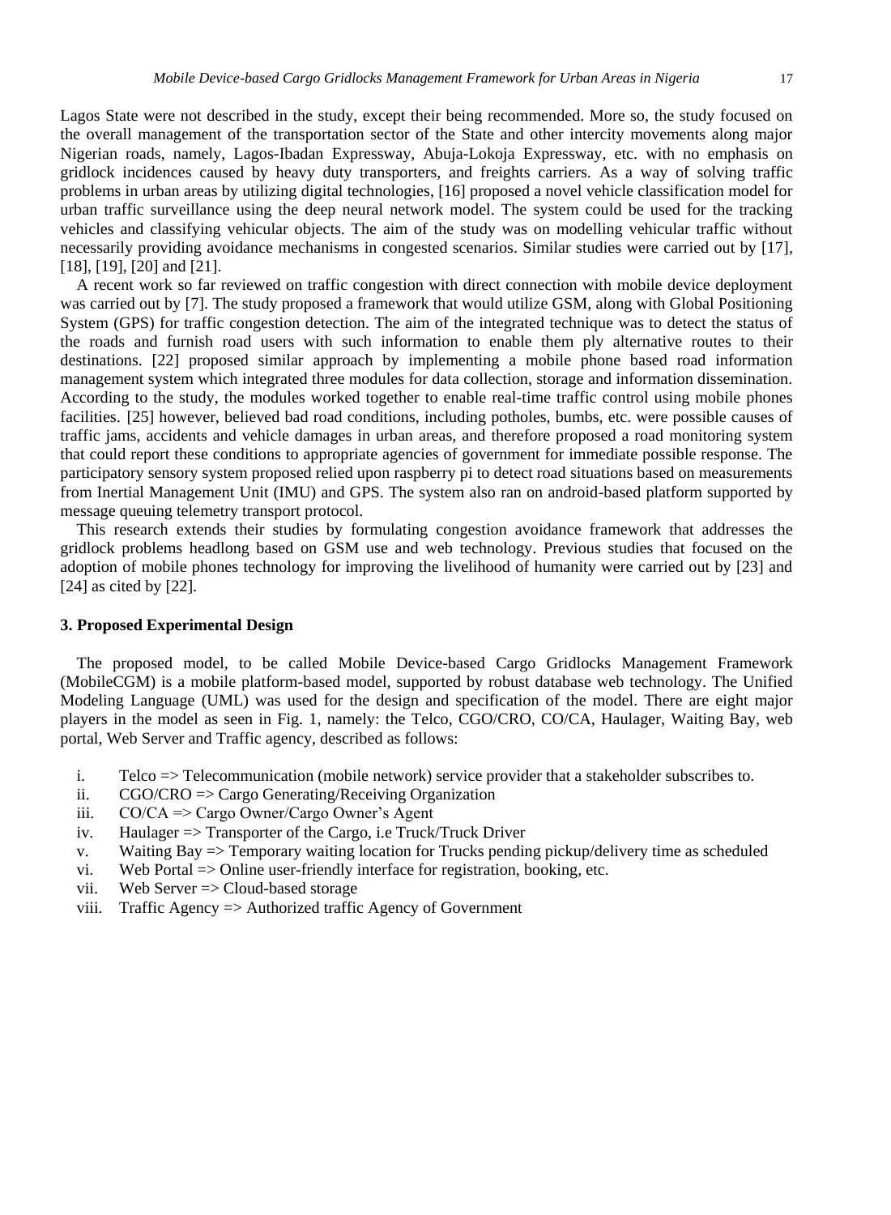Lagos State were not described in the study, except their being recommended. More so, the study focused on the overall management of the transportation sector of the State and other intercity movements along major Nigerian roads, namely, Lagos-Ibadan Expressway, Abuja-Lokoja Expressway, etc. with no emphasis on gridlock incidences caused by heavy duty transporters, and freights carriers. As a way of solving traffic problems in urban areas by utilizing digital technologies, [16] proposed a novel vehicle classification model for urban traffic surveillance using the deep neural network model. The system could be used for the tracking vehicles and classifying vehicular objects. The aim of the study was on modelling vehicular traffic without necessarily providing avoidance mechanisms in congested scenarios. Similar studies were carried out by [17], [18], [19], [20] and [21].

A recent work so far reviewed on traffic congestion with direct connection with mobile device deployment was carried out by [7]. The study proposed a framework that would utilize GSM, along with Global Positioning System (GPS) for traffic congestion detection. The aim of the integrated technique was to detect the status of the roads and furnish road users with such information to enable them ply alternative routes to their destinations. [22] proposed similar approach by implementing a mobile phone based road information management system which integrated three modules for data collection, storage and information dissemination. According to the study, the modules worked together to enable real-time traffic control using mobile phones facilities. [25] however, believed bad road conditions, including potholes, bumbs, etc. were possible causes of traffic jams, accidents and vehicle damages in urban areas, and therefore proposed a road monitoring system that could report these conditions to appropriate agencies of government for immediate possible response. The participatory sensory system proposed relied upon raspberry pi to detect road situations based on measurements from Inertial Management Unit (IMU) and GPS. The system also ran on android-based platform supported by message queuing telemetry transport protocol.

This research extends their studies by formulating congestion avoidance framework that addresses the gridlock problems headlong based on GSM use and web technology. Previous studies that focused on the adoption of mobile phones technology for improving the livelihood of humanity were carried out by [23] and [24] as cited by [22].

### 3. Proposed Experimental Design

The proposed model, to be called Mobile Device-based Cargo Gridlocks Management Framework (MobileCGM) is a mobile platform-based model, supported by robust database web technology. The Unified Modeling Language (UML) was used for the design and specification of the model. There are eight major players in the model as seen in Fig. 1, namely: the Telco, CGO/CRO, CO/CA, Haulager, Waiting Bay, web portal, Web Server and Traffic agency, described as follows:

i. Telco => Telecommunication (mobile network) service provider that a stakeholder subscribes to.
ii. CGO/CRO => Cargo Generating/Receiving Organization
iii. CO/CA => Cargo Owner/Cargo Owner's Agent
iv. Haulager => Transporter of the Cargo, i.e Truck/Truck Driver
v. Waiting Bay => Temporary waiting location for Trucks pending pickup/delivery time as scheduled
vi. Web Portal => Online user-friendly interface for registration, booking, etc.
vii. Web Server => Cloud-based storage
viii. Traffic Agency => Authorized traffic Agency of Government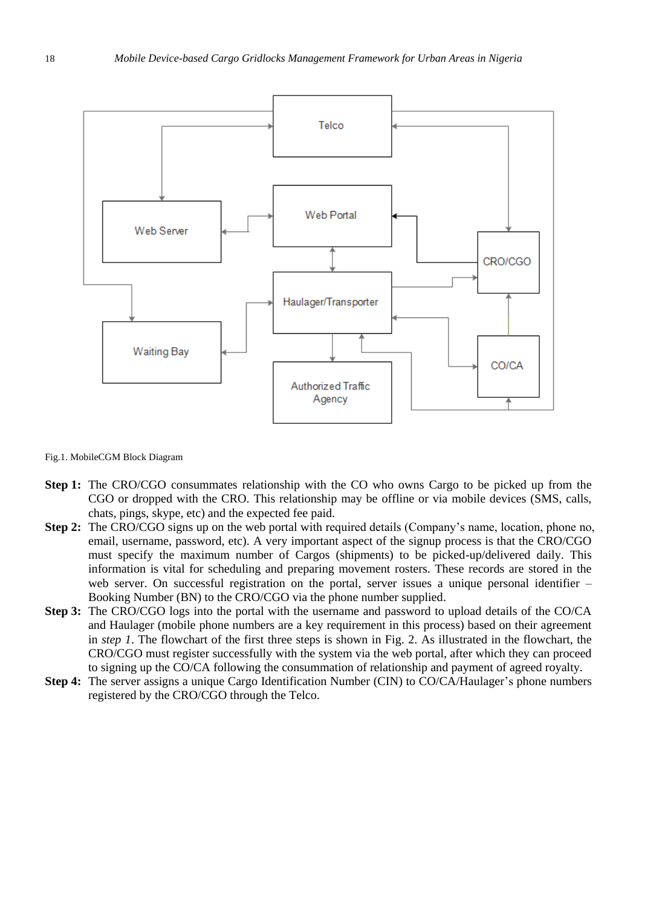Fig.1. MobileCGM Block Diagram

**Step 1:** The CRO/CGO consummates relationship with the CO who owns Cargo to be picked up from the CGO or dropped with the CRO. This relationship may be offline or via mobile devices (SMS, calls, chats, pings, skype, etc) and the expected fee paid.

**Step 2:** The CRO/CGO signs up on the web portal with required details (Company's name, location, phone no, email, username, password, etc). A very important aspect of the signup process is that the CRO/CGO must specify the maximum number of Cargos (shipments) to be picked-up/delivered daily. This information is vital for scheduling and preparing movement rosters. These records are stored in the web server. On successful registration on the portal, server issues a unique personal identifier – Booking Number (BN) to the CRO/CGO via the phone number supplied.

**Step 3:** The CRO/CGO logs into the portal with the username and password to upload details of the CO/CA and Haulager (mobile phone numbers are a key requirement in this process) based on their agreement in *step 1*. The flowchart of the first three steps is shown in Fig. 2. As illustrated in the flowchart, the CRO/CGO must register successfully with the system via the web portal, after which they can proceed to signing up the CO/CA following the consummation of relationship and payment of agreed royalty.

**Step 4:** The server assigns a unique Cargo Identification Number (CIN) to CO/CA/Haulager's phone numbers registered by the CRO/CGO through the Telco.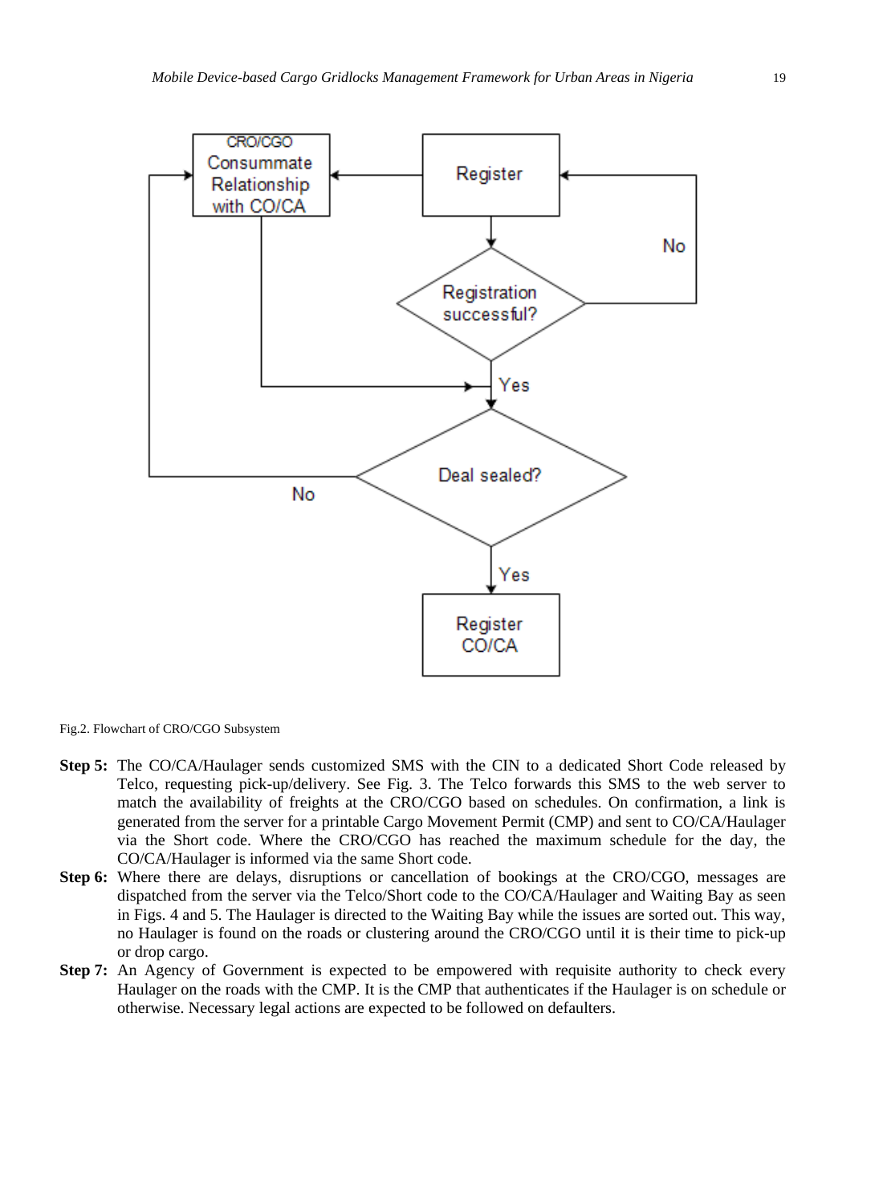Fig.2. Flowchart of CRO/CGO Subsystem

- **Step 5:** The CO/CA/Haulager sends customized SMS with the CIN to a dedicated Short Code released by Telco, requesting pick-up/delivery. See Fig. 3. The Telco forwards this SMS to the web server to match the availability of freights at the CRO/CGO based on schedules. On confirmation, a link is generated from the server for a printable Cargo Movement Permit (CMP) and sent to CO/CA/Haulager via the Short code. Where the CRO/CGO has reached the maximum schedule for the day, the CO/CA/Haulager is informed via the same Short code.
- **Step 6:** Where there are delays, disruptions or cancellation of bookings at the CRO/CGO, messages are dispatched from the server via the Telco/Short code to the CO/CA/Haulager and Waiting Bay as seen in Figs. 4 and 5. The Haulager is directed to the Waiting Bay while the issues are sorted out. This way, no Haulager is found on the roads or clustering around the CRO/CGO until it is their time to pick-up or drop cargo.
- **Step 7:** An Agency of Government is expected to be empowered with requisite authority to check every Haulager on the roads with the CMP. It is the CMP that authenticates if the Haulager is on schedule or otherwise. Necessary legal actions are expected to be followed on defaulters.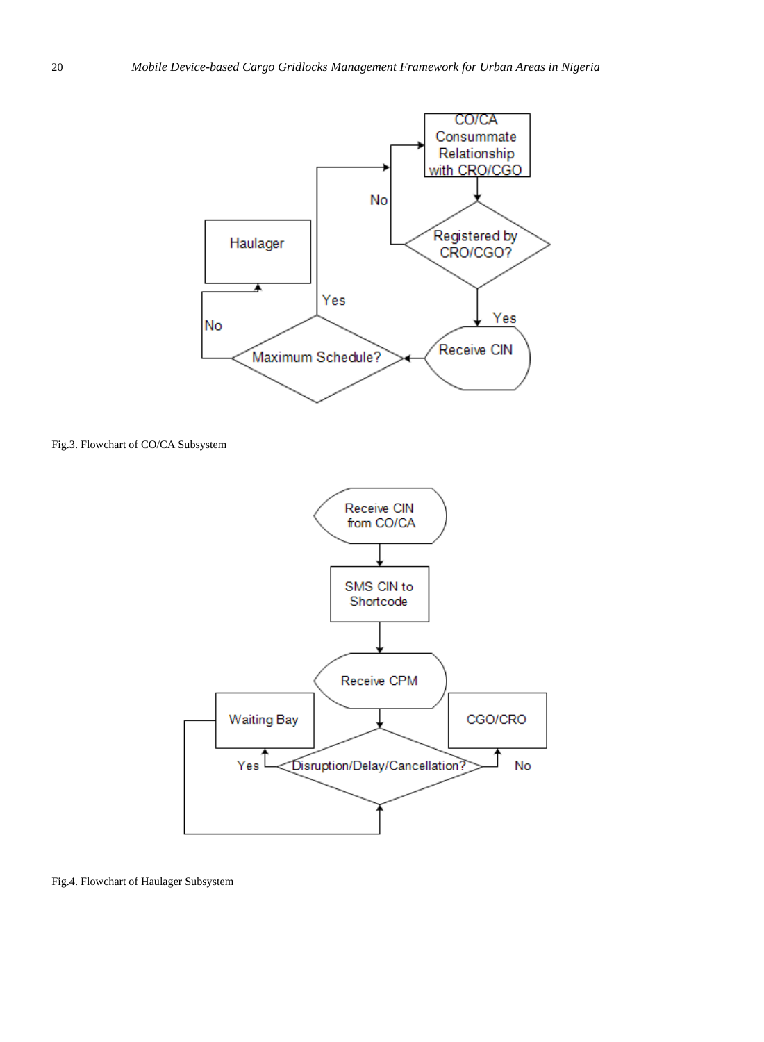Fig.3. Flowchart of CO/CA Subsystem

Fig.4. Flowchart of Haulager Subsystem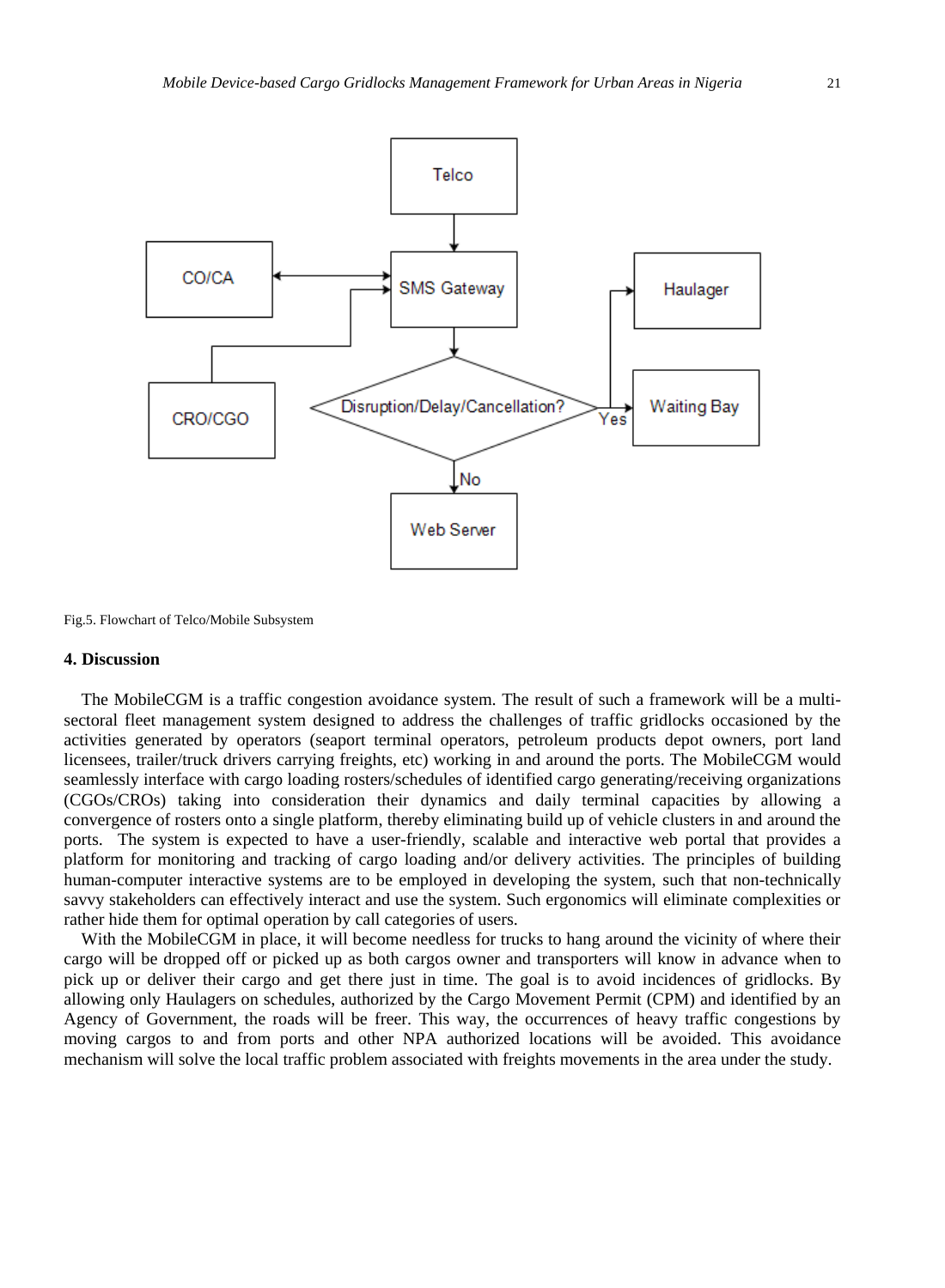Fig.5. Flowchart of Telco/Mobile Subsystem

## 4. Discussion

The MobileCGM is a traffic congestion avoidance system. The result of such a framework will be a multi-sectoral fleet management system designed to address the challenges of traffic gridlocks occasioned by the activities generated by operators (seaport terminal operators, petroleum products depot owners, port land licensees, trailer/truck drivers carrying freights, etc) working in and around the ports. The MobileCGM would seamlessly interface with cargo loading rosters/schedules of identified cargo generating/receiving organizations (CGOs/CROs) taking into consideration their dynamics and daily terminal capacities by allowing a convergence of rosters onto a single platform, thereby eliminating build up of vehicle clusters in and around the ports. The system is expected to have a user-friendly, scalable and interactive web portal that provides a platform for monitoring and tracking of cargo loading and/or delivery activities. The principles of building human-computer interactive systems are to be employed in developing the system, such that non-technically savvy stakeholders can effectively interact and use the system. Such ergonomics will eliminate complexities or rather hide them for optimal operation by call categories of users.

With the MobileCGM in place, it will become needless for trucks to hang around the vicinity of where their cargo will be dropped off or picked up as both cargos owner and transporters will know in advance when to pick up or deliver their cargo and get there just in time. The goal is to avoid incidences of gridlocks. By allowing only Haulagers on schedules, authorized by the Cargo Movement Permit (CPM) and identified by an Agency of Government, the roads will be freer. This way, the occurrences of heavy traffic congestions by moving cargos to and from ports and other NPA authorized locations will be avoided. This avoidance mechanism will solve the local traffic problem associated with freights movements in the area under the study.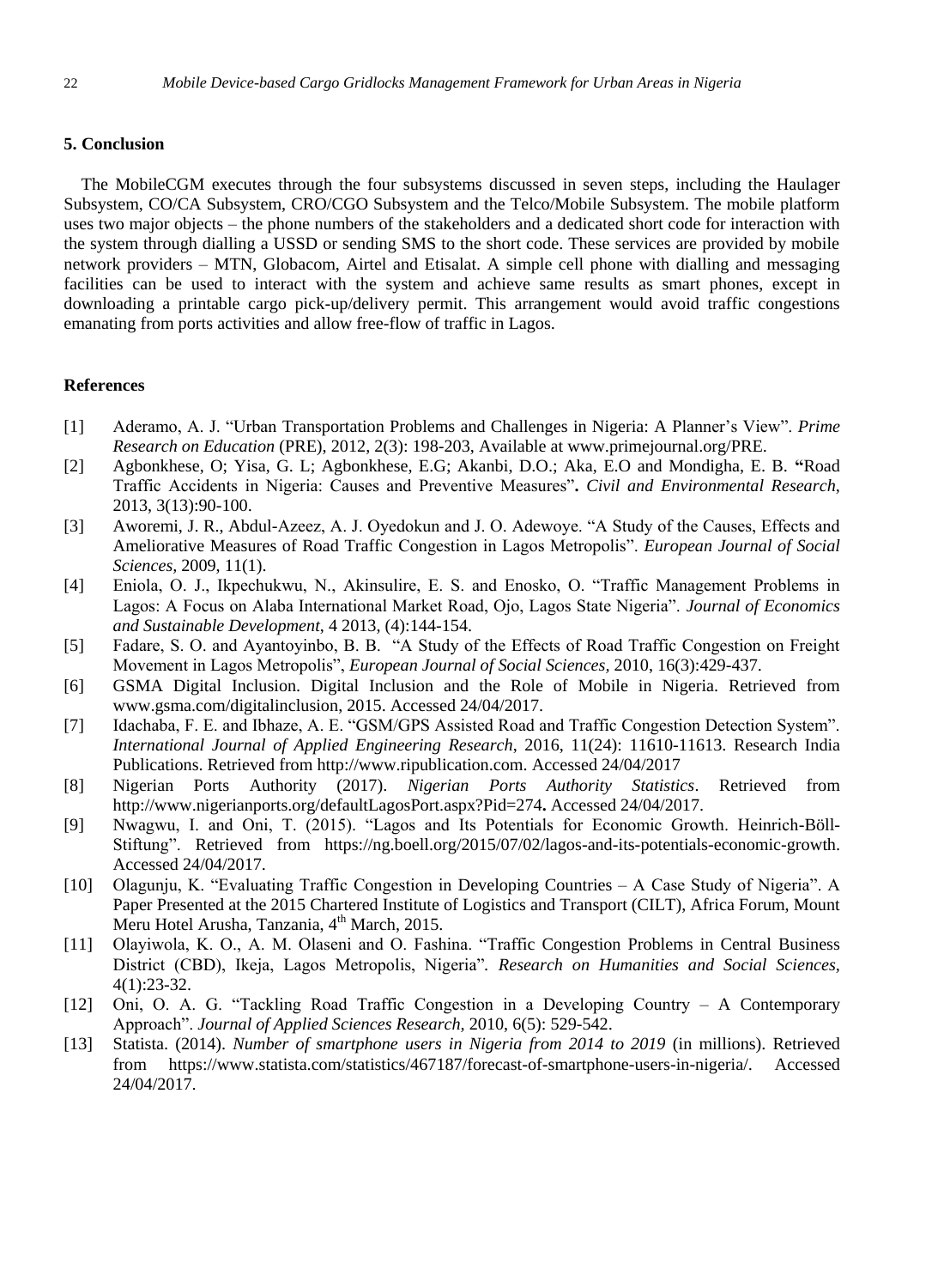## 5. Conclusion

The MobileCGM executes through the four subsystems discussed in seven steps, including the Haulager Subsystem, CO/CA Subsystem, CRO/CGO Subsystem and the Telco/Mobile Subsystem. The mobile platform uses two major objects – the phone numbers of the stakeholders and a dedicated short code for interaction with the system through dialling a USSD or sending SMS to the short code. These services are provided by mobile network providers – MTN, Globacom, Airtel and Etisalat. A simple cell phone with dialling and messaging facilities can be used to interact with the system and achieve same results as smart phones, except in downloading a printable cargo pick-up/delivery permit. This arrangement would avoid traffic congestions emanating from ports activities and allow free-flow of traffic in Lagos.

## References

[1] Aderamo, A. J. "Urban Transportation Problems and Challenges in Nigeria: A Planner's View". *Prime Research on Education* (PRE), 2012, 2(3): 198-203, Available at www.primejournal.org/PRE.

[2] Agbonkhese, O; Yisa, G. L; Agbonkhese, E.G; Akanbi, D.O.; Aka, E.O and Mondigha, E. B. **"**Road Traffic Accidents in Nigeria: Causes and Preventive Measures"**.** *Civil and Environmental Research*, 2013, 3(13):90-100.

[3] Aworemi, J. R., Abdul-Azeez, A. J. Oyedokun and J. O. Adewoye. "A Study of the Causes, Effects and Ameliorative Measures of Road Traffic Congestion in Lagos Metropolis". *European Journal of Social Sciences*, 2009, 11(1).

[4] Eniola, O. J., Ikpechukwu, N., Akinsulire, E. S. and Enosko, O. "Traffic Management Problems in Lagos: A Focus on Alaba International Market Road, Ojo, Lagos State Nigeria". *Journal of Economics and Sustainable Development*, 4 2013, (4):144-154.

[5] Fadare, S. O. and Ayantoyinbo, B. B. "A Study of the Effects of Road Traffic Congestion on Freight Movement in Lagos Metropolis", *European Journal of Social Sciences*, 2010, 16(3):429-437.

[6] GSMA Digital Inclusion. Digital Inclusion and the Role of Mobile in Nigeria. Retrieved from www.gsma.com/digitalinclusion, 2015. Accessed 24/04/2017.

[7] Idachaba, F. E. and Ibhaze, A. E. "GSM/GPS Assisted Road and Traffic Congestion Detection System". *International Journal of Applied Engineering Research*, 2016, 11(24): 11610-11613. Research India Publications. Retrieved from http://www.ripublication.com. Accessed 24/04/2017

[8] Nigerian Ports Authority (2017). *Nigerian Ports Authority Statistics*. Retrieved from http://www.nigerianports.org/defaultLagosPort.aspx?Pid=274**.** Accessed 24/04/2017.

[9] Nwagwu, I. and Oni, T. (2015). "Lagos and Its Potentials for Economic Growth. Heinrich-Böll-Stiftung". Retrieved from https://ng.boell.org/2015/07/02/lagos-and-its-potentials-economic-growth. Accessed 24/04/2017.

[10] Olagunju, K. "Evaluating Traffic Congestion in Developing Countries – A Case Study of Nigeria". A Paper Presented at the 2015 Chartered Institute of Logistics and Transport (CILT), Africa Forum, Mount Meru Hotel Arusha, Tanzania, 4th March, 2015.

[11] Olayiwola, K. O., A. M. Olaseni and O. Fashina. "Traffic Congestion Problems in Central Business District (CBD), Ikeja, Lagos Metropolis, Nigeria". *Research on Humanities and Social Sciences*, 4(1):23-32.

[12] Oni, O. A. G. "Tackling Road Traffic Congestion in a Developing Country – A Contemporary Approach". *Journal of Applied Sciences Research,* 2010, 6(5): 529-542.

[13] Statista. (2014). *Number of smartphone users in Nigeria from 2014 to 2019* (in millions). Retrieved from https://www.statista.com/statistics/467187/forecast-of-smartphone-users-in-nigeria/. Accessed 24/04/2017.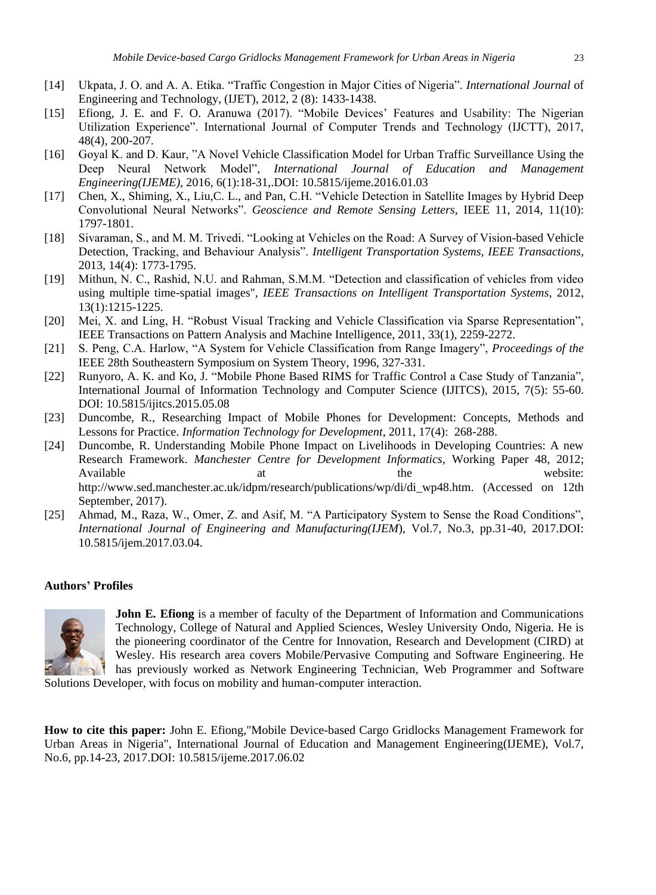[14] Ukpata, J. O. and A. A. Etika. "Traffic Congestion in Major Cities of Nigeria". *International Journal* of Engineering and Technology, (IJET), 2012, 2 (8): 1433-1438.

[15] Efiong, J. E. and F. O. Aranuwa (2017). "Mobile Devices' Features and Usability: The Nigerian Utilization Experience". International Journal of Computer Trends and Technology (IJCTT), 2017, 48(4), 200-207.

[16] Goyal K. and D. Kaur, "A Novel Vehicle Classification Model for Urban Traffic Surveillance Using the Deep Neural Network Model", *International Journal of Education and Management Engineering(IJEME)*, 2016, 6(1):18-31,.DOI: 10.5815/ijeme.2016.01.03

[17] Chen, X., Shiming, X., Liu,C. L., and Pan, C.H. "Vehicle Detection in Satellite Images by Hybrid Deep Convolutional Neural Networks". *Geoscience and Remote Sensing Letters*, IEEE 11, 2014, 11(10): 1797-1801.

[18] Sivaraman, S., and M. M. Trivedi. "Looking at Vehicles on the Road: A Survey of Vision-based Vehicle Detection, Tracking, and Behaviour Analysis". *Intelligent Transportation Systems, IEEE Transactions*, 2013, 14(4): 1773-1795.

[19] Mithun, N. C., Rashid, N.U. and Rahman, S.M.M. "Detection and classification of vehicles from video using multiple time-spatial images", *IEEE Transactions on Intelligent Transportation Systems*, 2012, 13(1):1215-1225.

[20] Mei, X. and Ling, H. "Robust Visual Tracking and Vehicle Classification via Sparse Representation", IEEE Transactions on Pattern Analysis and Machine Intelligence, 2011, 33(1), 2259-2272.

[21] S. Peng, C.A. Harlow, "A System for Vehicle Classification from Range Imagery", *Proceedings of the* IEEE 28th Southeastern Symposium on System Theory, 1996, 327-331.

[22] Runyoro, A. K. and Ko, J. "Mobile Phone Based RIMS for Traffic Control a Case Study of Tanzania", International Journal of Information Technology and Computer Science (IJITCS), 2015, 7(5): 55-60. DOI: 10.5815/ijitcs.2015.05.08

[23] Duncombe, R., Researching Impact of Mobile Phones for Development: Concepts, Methods and Lessons for Practice. *Information Technology for Development*, 2011, 17(4): 268-288.

[24] Duncombe, R. Understanding Mobile Phone Impact on Livelihoods in Developing Countries: A new Research Framework. *Manchester Centre for Development Informatics*, Working Paper 48, 2012; Available at the website: http://www.sed.manchester.ac.uk/idpm/research/publications/wp/di/di_wp48.htm. (Accessed on 12th September, 2017).

[25] Ahmad, M., Raza, W., Omer, Z. and Asif, M. "A Participatory System to Sense the Road Conditions", *International Journal of Engineering and Manufacturing(IJEM*), Vol.7, No.3, pp.31-40, 2017.DOI: 10.5815/ijem.2017.03.04.

**Authors' Profiles**

**John E. Efiong** is a member of faculty of the Department of Information and Communications Technology, College of Natural and Applied Sciences, Wesley University Ondo, Nigeria. He is the pioneering coordinator of the Centre for Innovation, Research and Development (CIRD) at Wesley. His research area covers Mobile/Pervasive Computing and Software Engineering. He has previously worked as Network Engineering Technician, Web Programmer and Software Solutions Developer, with focus on mobility and human-computer interaction.

**How to cite this paper:** John E. Efiong,"Mobile Device-based Cargo Gridlocks Management Framework for Urban Areas in Nigeria", International Journal of Education and Management Engineering(IJEME), Vol.7, No.6, pp.14-23, 2017.DOI: 10.5815/ijeme.2017.06.02